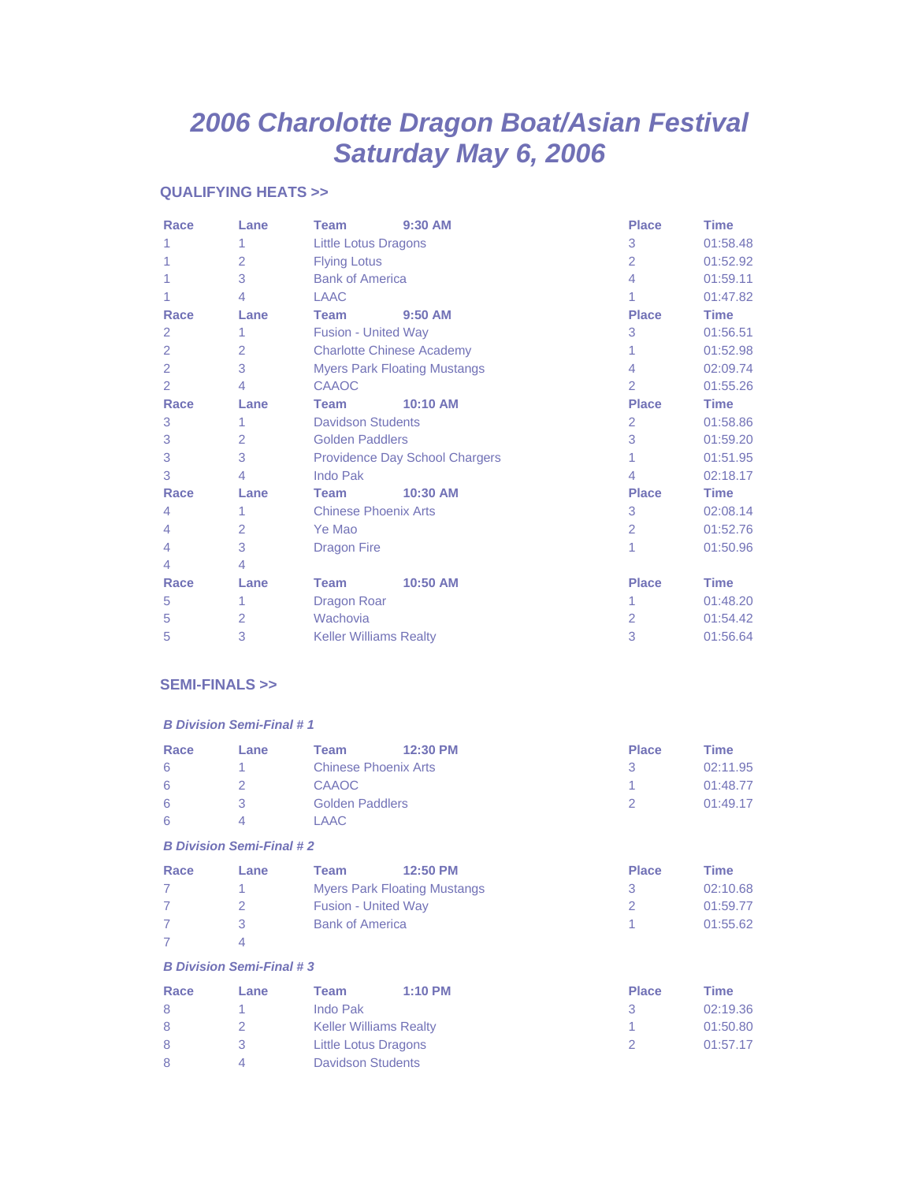# 2006 Charlotte Dragon Boat/Asian Festival
# Saturday May 6, 2006

## QUALIFYING HEATS >>

| Race | Lane | Team | 9:30 AM | Place | Time |
|---|---|---|---|---|---|
| 1 | 1 | Little Lotus Dragons | | 3 | 01:58.48 |
| 1 | 2 | Flying Lotus | | 2 | 01:52.92 |
| 1 | 3 | Bank of America | | 4 | 01:59.11 |
| 1 | 4 | LAAC | | 1 | 01:47.82 |
| **Race** | **Lane** | **Team** | **9:50 AM** | **Place** | **Time** |
| 2 | 1 | Fusion - United Way | | 3 | 01:56.51 |
| 2 | 2 | Charlotte Chinese Academy | | 1 | 01:52.98 |
| 2 | 3 | Myers Park Floating Mustangs | | 4 | 02:09.74 |
| 2 | 4 | CAAOC | | 2 | 01:55.26 |
| **Race** | **Lane** | **Team** | **10:10 AM** | **Place** | **Time** |
| 3 | 1 | Davidson Students | | 2 | 01:58.86 |
| 3 | 2 | Golden Paddlers | | 3 | 01:59.20 |
| 3 | 3 | Providence Day School Chargers | | 1 | 01:51.95 |
| 3 | 4 | Indo Pak | | 4 | 02:18.17 |
| **Race** | **Lane** | **Team** | **10:30 AM** | **Place** | **Time** |
| 4 | 1 | Chinese Phoenix Arts | | 3 | 02:08.14 |
| 4 | 2 | Ye Mao | | 2 | 01:52.76 |
| 4 | 3 | Dragon Fire | | 1 | 01:50.96 |
| 4 | 4 | | | | |

| Race | Lane | Team | 10:50 AM | Place | Time |
|---|---|---|---|---|---|
| 5 | 1 | Dragon Roar | | 1 | 01:48.20 |
| 5 | 2 | Wachovia | | 2 | 01:54.42 |
| 5 | 3 | Keller Williams Realty | | 3 | 01:56.64 |

## SEMI-FINALS >>

### *B Division Semi-Final # 1*

| Race | Lane | Team | 12:30 PM | Place | Time |
|---|---|---|---|---|---|
| 6 | 1 | Chinese Phoenix Arts | | 3 | 02:11.95 |
| 6 | 2 | CAAOC | | 1 | 01:48.77 |
| 6 | 3 | Golden Paddlers | | 2 | 01:49.17 |
| 6 | 4 | LAAC | | | |

### *B Division Semi-Final # 2*

| Race | Lane | Team | 12:50 PM | Place | Time |
|---|---|---|---|---|---|
| 7 | 1 | Myers Park Floating Mustangs | | 3 | 02:10.68 |
| 7 | 2 | Fusion - United Way | | 2 | 01:59.77 |
| 7 | 3 | Bank of America | | 1 | 01:55.62 |
| 7 | 4 | | | | |

### *B Division Semi-Final # 3*

| Race | Lane | Team | 1:10 PM | Place | Time |
|---|---|---|---|---|---|
| 8 | 1 | Indo Pak | | 3 | 02:19.36 |
| 8 | 2 | Keller Williams Realty | | 1 | 01:50.80 |
| 8 | 3 | Little Lotus Dragons | | 2 | 01:57.17 |
| 8 | 4 | Davidson Students | | | |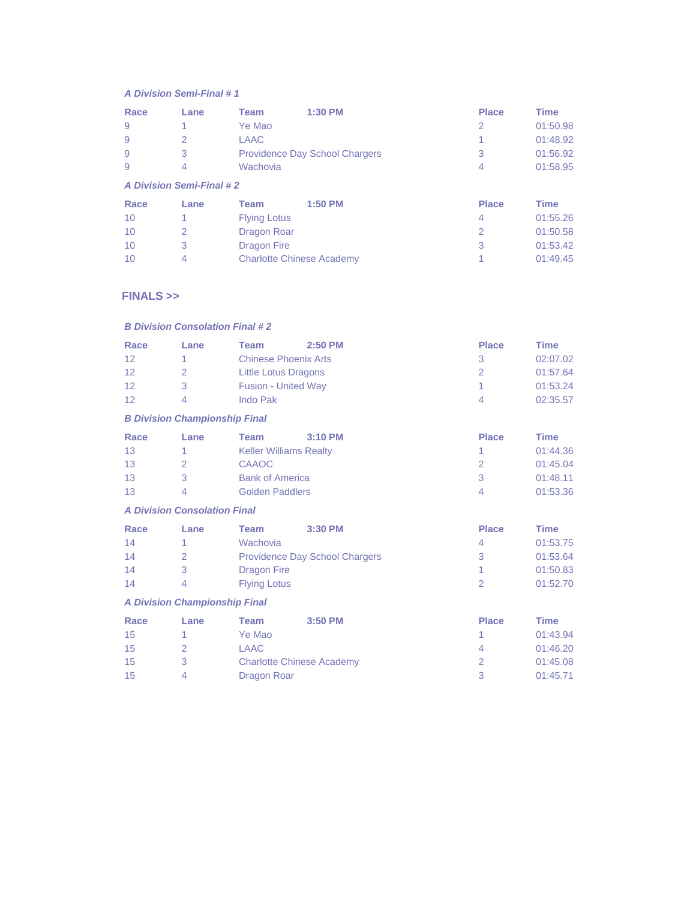*A Division Semi-Final # 1*

| Race | Lane | Team | 1:30 PM | Place | Time |
|---|---|---|---|---|---|
| 9 | 1 | Ye Mao | | 2 | 01:50.98 |
| 9 | 2 | LAAC | | 1 | 01:48.92 |
| 9 | 3 | Providence Day School Chargers | | 3 | 01:56.92 |
| 9 | 4 | Wachovia | | 4 | 01:58.95 |

*A Division Semi-Final # 2*

| Race | Lane | Team | 1:50 PM | Place | Time |
|---|---|---|---|---|---|
| 10 | 1 | Flying Lotus | | 4 | 01:55.26 |
| 10 | 2 | Dragon Roar | | 2 | 01:50.58 |
| 10 | 3 | Dragon Fire | | 3 | 01:53.42 |
| 10 | 4 | Charlotte Chinese Academy | | 1 | 01:49.45 |

## FINALS >>

*B Division Consolation Final # 2*

| Race | Lane | Team | 2:50 PM | Place | Time |
|---|---|---|---|---|---|
| 12 | 1 | Chinese Phoenix Arts | | 3 | 02:07.02 |
| 12 | 2 | Little Lotus Dragons | | 2 | 01:57.64 |
| 12 | 3 | Fusion - United Way | | 1 | 01:53.24 |
| 12 | 4 | Indo Pak | | 4 | 02:35.57 |

*B Division Championship Final*

| Race | Lane | Team | 3:10 PM | Place | Time |
|---|---|---|---|---|---|
| 13 | 1 | Keller Williams Realty | | 1 | 01:44.36 |
| 13 | 2 | CAAOC | | 2 | 01:45.04 |
| 13 | 3 | Bank of America | | 3 | 01:48.11 |
| 13 | 4 | Golden Paddlers | | 4 | 01:53.36 |

*A Division Consolation Final*

| Race | Lane | Team | 3:30 PM | Place | Time |
|---|---|---|---|---|---|
| 14 | 1 | Wachovia | | 4 | 01:53.75 |
| 14 | 2 | Providence Day School Chargers | | 3 | 01:53.64 |
| 14 | 3 | Dragon Fire | | 1 | 01:50.83 |
| 14 | 4 | Flying Lotus | | 2 | 01:52.70 |

*A Division Championship Final*

| Race | Lane | Team | 3:50 PM | Place | Time |
|---|---|---|---|---|---|
| 15 | 1 | Ye Mao | | 1 | 01:43.94 |
| 15 | 2 | LAAC | | 4 | 01:46.20 |
| 15 | 3 | Charlotte Chinese Academy | | 2 | 01:45.08 |
| 15 | 4 | Dragon Roar | | 3 | 01:45.71 |